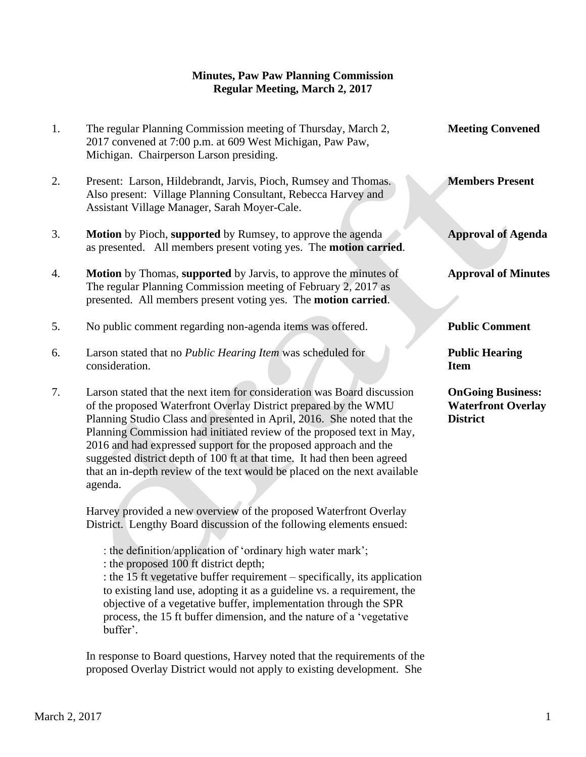**Minutes, Paw Paw Planning Commission**
**Regular Meeting, March 2, 2017**

1. The regular Planning Commission meeting of Thursday, March 2, 2017 convened at 7:00 p.m. at 609 West Michigan, Paw Paw, Michigan. Chairperson Larson presiding. — **Meeting Convened**

2. Present: Larson, Hildebrandt, Jarvis, Pioch, Rumsey and Thomas. Also present: Village Planning Consultant, Rebecca Harvey and Assistant Village Manager, Sarah Moyer-Cale. — **Members Present**

3. **Motion** by Pioch, **supported** by Rumsey, to approve the agenda as presented. All members present voting yes. The **motion carried**. — **Approval of Agenda**

4. **Motion** by Thomas, **supported** by Jarvis, to approve the minutes of The regular Planning Commission meeting of February 2, 2017 as presented. All members present voting yes. The **motion carried**. — **Approval of Minutes**

5. No public comment regarding non-agenda items was offered. — **Public Comment**

6. Larson stated that no *Public Hearing Item* was scheduled for consideration. — **Public Hearing Item**

7. Larson stated that the next item for consideration was Board discussion of the proposed Waterfront Overlay District prepared by the WMU Planning Studio Class and presented in April, 2016. She noted that the Planning Commission had initiated review of the proposed text in May, 2016 and had expressed support for the proposed approach and the suggested district depth of 100 ft at that time. It had then been agreed that an in-depth review of the text would be placed on the next available agenda. — **OnGoing Business: Waterfront Overlay District**

   Harvey provided a new overview of the proposed Waterfront Overlay District. Lengthy Board discussion of the following elements ensued:

   : the definition/application of 'ordinary high water mark';
   : the proposed 100 ft district depth;
   : the 15 ft vegetative buffer requirement – specifically, its application to existing land use, adopting it as a guideline vs. a requirement, the objective of a vegetative buffer, implementation through the SPR process, the 15 ft buffer dimension, and the nature of a 'vegetative buffer'.

   In response to Board questions, Harvey noted that the requirements of the proposed Overlay District would not apply to existing development. She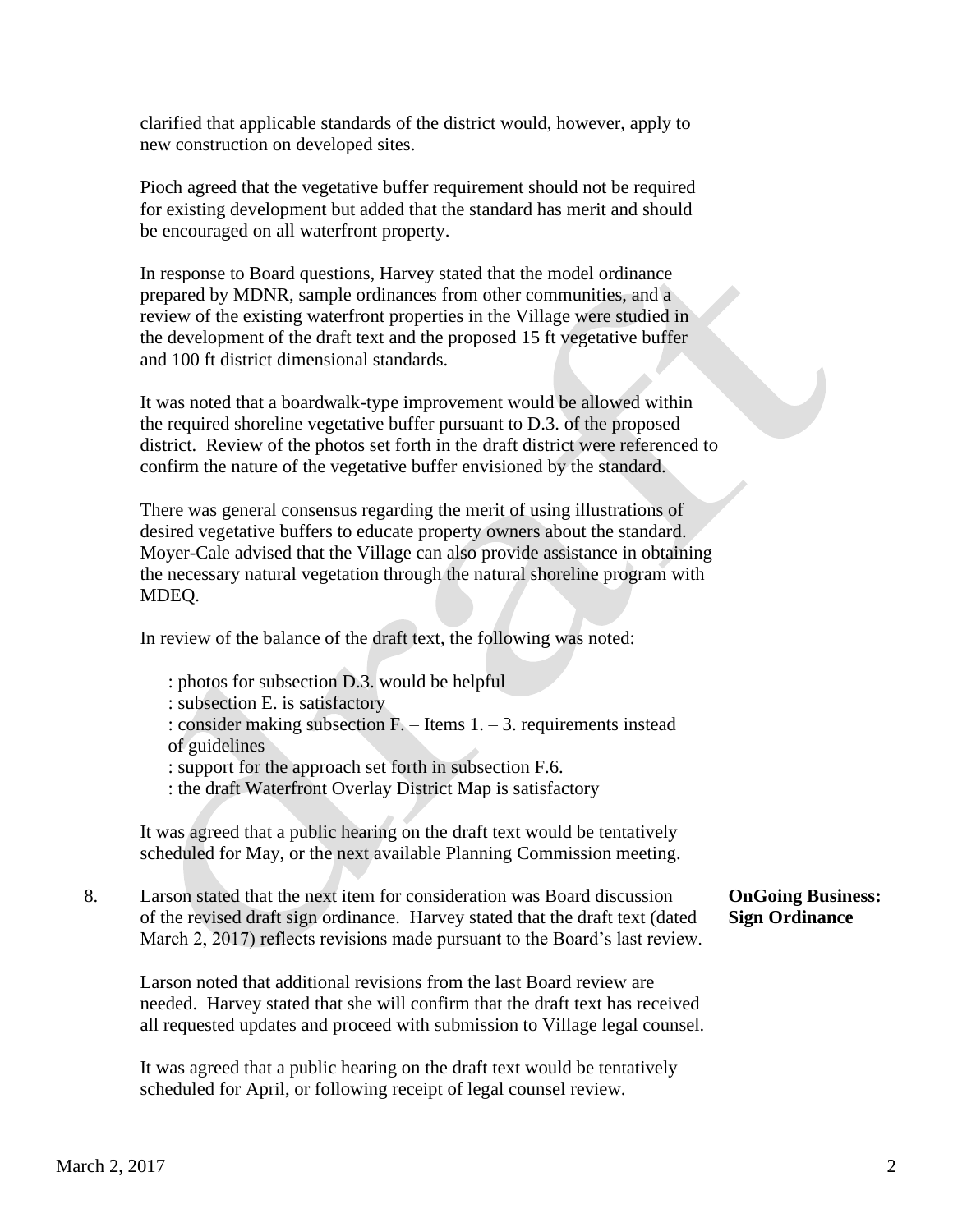clarified that applicable standards of the district would, however, apply to new construction on developed sites.

Pioch agreed that the vegetative buffer requirement should not be required for existing development but added that the standard has merit and should be encouraged on all waterfront property.

In response to Board questions, Harvey stated that the model ordinance prepared by MDNR, sample ordinances from other communities, and a review of the existing waterfront properties in the Village were studied in the development of the draft text and the proposed 15 ft vegetative buffer and 100 ft district dimensional standards.

It was noted that a boardwalk-type improvement would be allowed within the required shoreline vegetative buffer pursuant to D.3. of the proposed district. Review of the photos set forth in the draft district were referenced to confirm the nature of the vegetative buffer envisioned by the standard.

There was general consensus regarding the merit of using illustrations of desired vegetative buffers to educate property owners about the standard. Moyer-Cale advised that the Village can also provide assistance in obtaining the necessary natural vegetation through the natural shoreline program with MDEQ.

In review of the balance of the draft text, the following was noted:

: photos for subsection D.3. would be helpful
: subsection E. is satisfactory
: consider making subsection F. – Items 1. – 3. requirements instead of guidelines
: support for the approach set forth in subsection F.6.
: the draft Waterfront Overlay District Map is satisfactory

It was agreed that a public hearing on the draft text would be tentatively scheduled for May, or the next available Planning Commission meeting.

**OnGoing Business: Sign Ordinance**

8. Larson stated that the next item for consideration was Board discussion of the revised draft sign ordinance. Harvey stated that the draft text (dated March 2, 2017) reflects revisions made pursuant to the Board's last review.

Larson noted that additional revisions from the last Board review are needed. Harvey stated that she will confirm that the draft text has received all requested updates and proceed with submission to Village legal counsel.

It was agreed that a public hearing on the draft text would be tentatively scheduled for April, or following receipt of legal counsel review.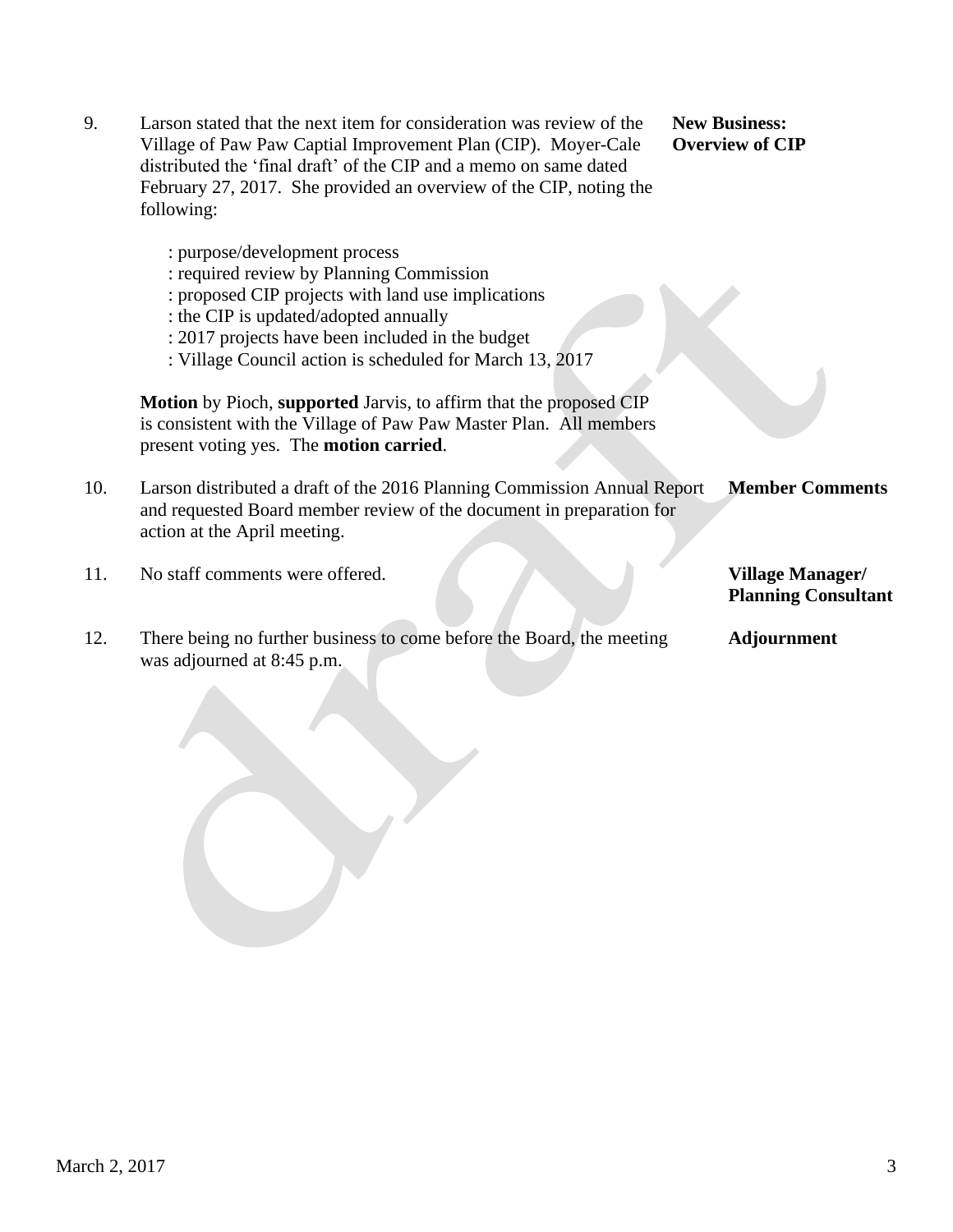9. Larson stated that the next item for consideration was review of the Village of Paw Paw Captial Improvement Plan (CIP). Moyer-Cale distributed the 'final draft' of the CIP and a memo on same dated February 27, 2017. She provided an overview of the CIP, noting the following:

**New Business: Overview of CIP**

: purpose/development process
: required review by Planning Commission
: proposed CIP projects with land use implications
: the CIP is updated/adopted annually
: 2017 projects have been included in the budget
: Village Council action is scheduled for March 13, 2017

**Motion** by Pioch, **supported** Jarvis, to affirm that the proposed CIP is consistent with the Village of Paw Paw Master Plan. All members present voting yes. The **motion carried**.

10. Larson distributed a draft of the 2016 Planning Commission Annual Report and requested Board member review of the document in preparation for action at the April meeting.

**Member Comments**

11. No staff comments were offered.

**Village Manager/ Planning Consultant**

12. There being no further business to come before the Board, the meeting was adjourned at 8:45 p.m.

**Adjournment**